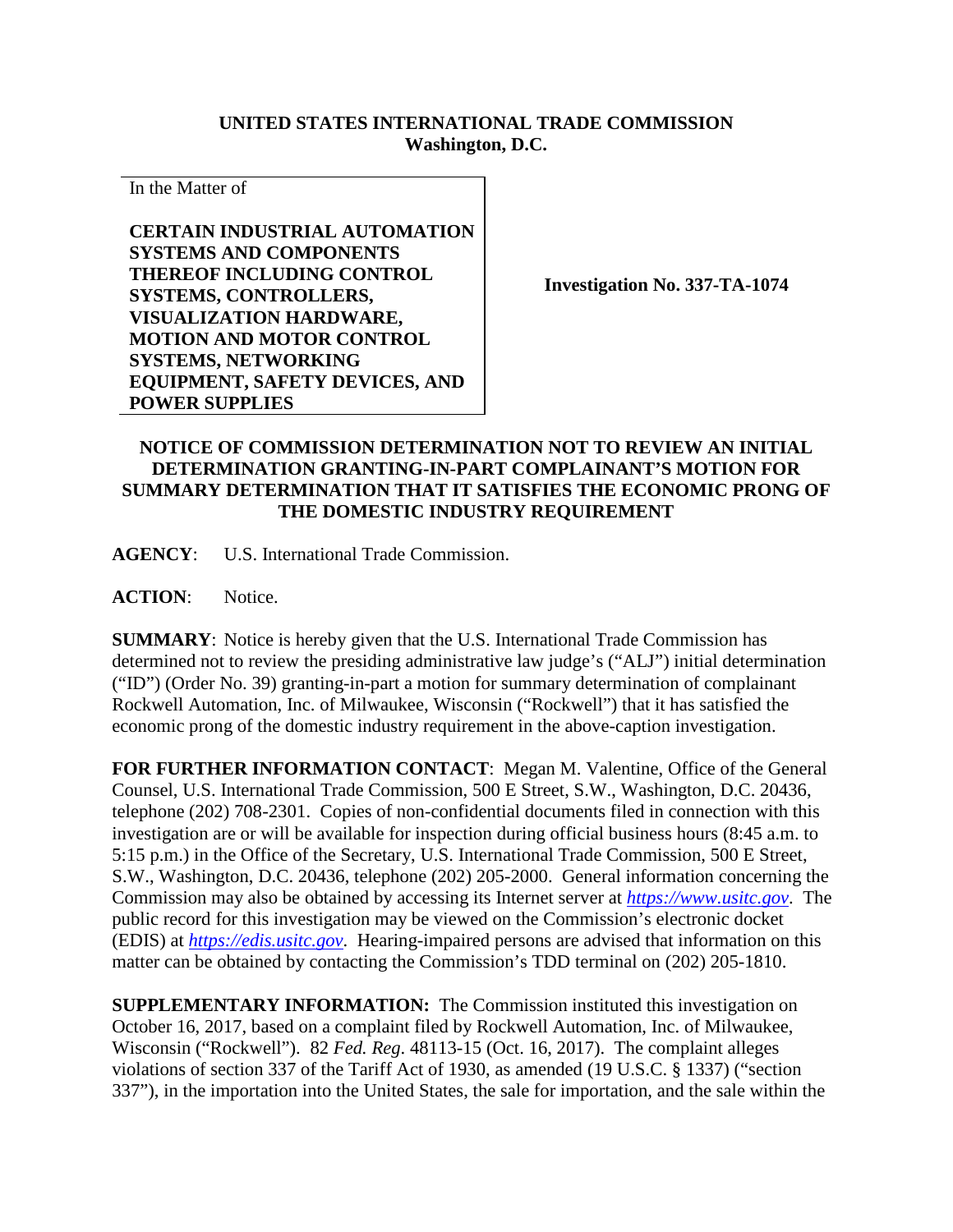**UNITED STATES INTERNATIONAL TRADE COMMISSION**
**Washington, D.C.**

| In the Matter of<br><br>**CERTAIN INDUSTRIAL AUTOMATION SYSTEMS AND COMPONENTS THEREOF INCLUDING CONTROL SYSTEMS, CONTROLLERS, VISUALIZATION HARDWARE, MOTION AND MOTOR CONTROL SYSTEMS, NETWORKING EQUIPMENT, SAFETY DEVICES, AND POWER SUPPLIES** | **Investigation No. 337-TA-1074** |
|---|---|

**NOTICE OF COMMISSION DETERMINATION NOT TO REVIEW AN INITIAL DETERMINATION GRANTING-IN-PART COMPLAINANT'S MOTION FOR SUMMARY DETERMINATION THAT IT SATISFIES THE ECONOMIC PRONG OF THE DOMESTIC INDUSTRY REQUIREMENT**

**AGENCY**: U.S. International Trade Commission.

**ACTION**: Notice.

**SUMMARY**: Notice is hereby given that the U.S. International Trade Commission has determined not to review the presiding administrative law judge's ("ALJ") initial determination ("ID") (Order No. 39) granting-in-part a motion for summary determination of complainant Rockwell Automation, Inc. of Milwaukee, Wisconsin ("Rockwell") that it has satisfied the economic prong of the domestic industry requirement in the above-caption investigation.

**FOR FURTHER INFORMATION CONTACT**: Megan M. Valentine, Office of the General Counsel, U.S. International Trade Commission, 500 E Street, S.W., Washington, D.C. 20436, telephone (202) 708-2301. Copies of non-confidential documents filed in connection with this investigation are or will be available for inspection during official business hours (8:45 a.m. to 5:15 p.m.) in the Office of the Secretary, U.S. International Trade Commission, 500 E Street, S.W., Washington, D.C. 20436, telephone (202) 205-2000. General information concerning the Commission may also be obtained by accessing its Internet server at *https://www.usitc.gov*. The public record for this investigation may be viewed on the Commission's electronic docket (EDIS) at *https://edis.usitc.gov*. Hearing-impaired persons are advised that information on this matter can be obtained by contacting the Commission's TDD terminal on (202) 205-1810.

**SUPPLEMENTARY INFORMATION:** The Commission instituted this investigation on October 16, 2017, based on a complaint filed by Rockwell Automation, Inc. of Milwaukee, Wisconsin ("Rockwell"). 82 *Fed. Reg.* 48113-15 (Oct. 16, 2017). The complaint alleges violations of section 337 of the Tariff Act of 1930, as amended (19 U.S.C. § 1337) ("section 337"), in the importation into the United States, the sale for importation, and the sale within the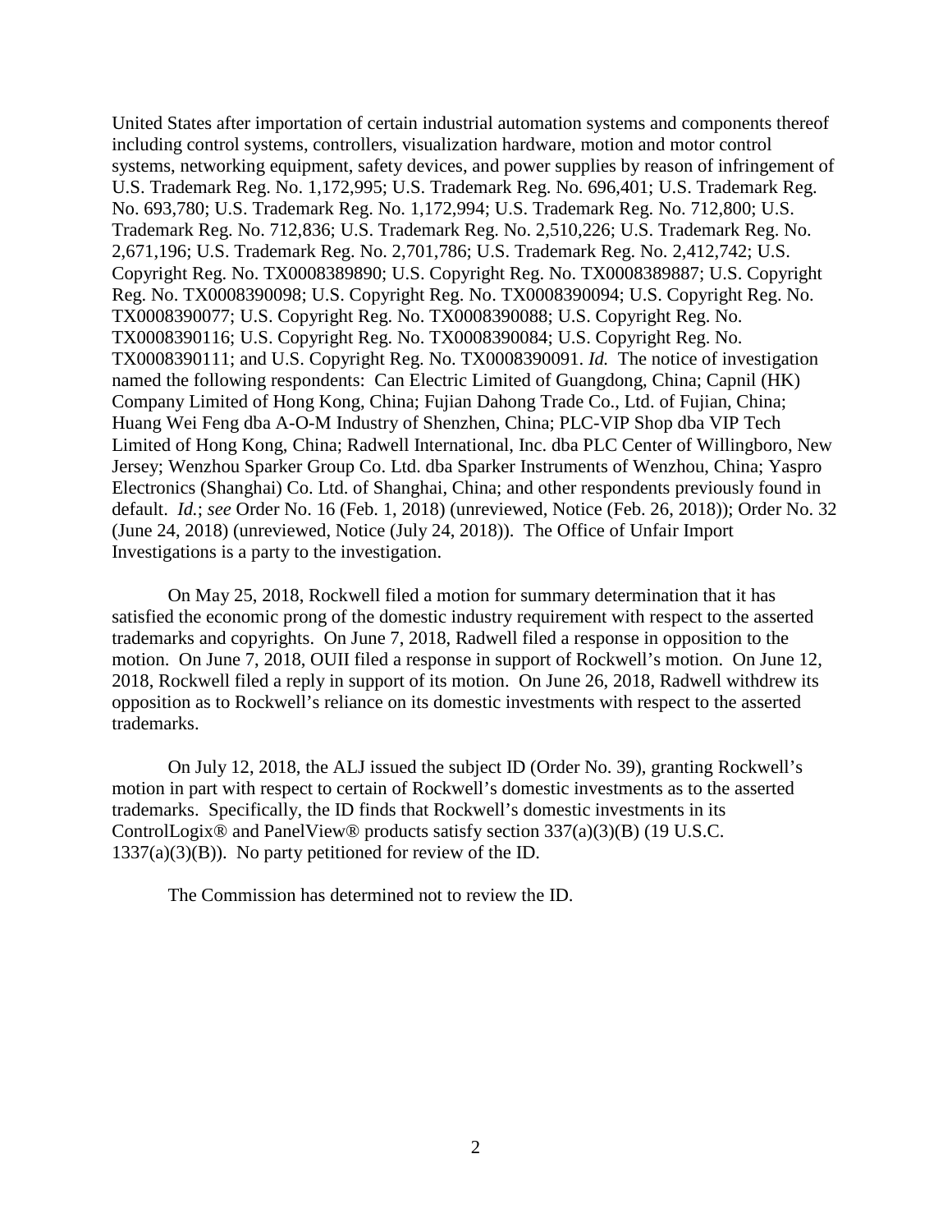United States after importation of certain industrial automation systems and components thereof including control systems, controllers, visualization hardware, motion and motor control systems, networking equipment, safety devices, and power supplies by reason of infringement of U.S. Trademark Reg. No. 1,172,995; U.S. Trademark Reg. No. 696,401; U.S. Trademark Reg. No. 693,780; U.S. Trademark Reg. No. 1,172,994; U.S. Trademark Reg. No. 712,800; U.S. Trademark Reg. No. 712,836; U.S. Trademark Reg. No. 2,510,226; U.S. Trademark Reg. No. 2,671,196; U.S. Trademark Reg. No. 2,701,786; U.S. Trademark Reg. No. 2,412,742; U.S. Copyright Reg. No. TX0008389890; U.S. Copyright Reg. No. TX0008389887; U.S. Copyright Reg. No. TX0008390098; U.S. Copyright Reg. No. TX0008390094; U.S. Copyright Reg. No. TX0008390077; U.S. Copyright Reg. No. TX0008390088; U.S. Copyright Reg. No. TX0008390116; U.S. Copyright Reg. No. TX0008390084; U.S. Copyright Reg. No. TX0008390111; and U.S. Copyright Reg. No. TX0008390091. *Id.* The notice of investigation named the following respondents: Can Electric Limited of Guangdong, China; Capnil (HK) Company Limited of Hong Kong, China; Fujian Dahong Trade Co., Ltd. of Fujian, China; Huang Wei Feng dba A-O-M Industry of Shenzhen, China; PLC-VIP Shop dba VIP Tech Limited of Hong Kong, China; Radwell International, Inc. dba PLC Center of Willingboro, New Jersey; Wenzhou Sparker Group Co. Ltd. dba Sparker Instruments of Wenzhou, China; Yaspro Electronics (Shanghai) Co. Ltd. of Shanghai, China; and other respondents previously found in default. *Id.*; *see* Order No. 16 (Feb. 1, 2018) (unreviewed, Notice (Feb. 26, 2018)); Order No. 32 (June 24, 2018) (unreviewed, Notice (July 24, 2018)). The Office of Unfair Import Investigations is a party to the investigation.

On May 25, 2018, Rockwell filed a motion for summary determination that it has satisfied the economic prong of the domestic industry requirement with respect to the asserted trademarks and copyrights. On June 7, 2018, Radwell filed a response in opposition to the motion. On June 7, 2018, OUII filed a response in support of Rockwell's motion. On June 12, 2018, Rockwell filed a reply in support of its motion. On June 26, 2018, Radwell withdrew its opposition as to Rockwell's reliance on its domestic investments with respect to the asserted trademarks.

On July 12, 2018, the ALJ issued the subject ID (Order No. 39), granting Rockwell's motion in part with respect to certain of Rockwell's domestic investments as to the asserted trademarks. Specifically, the ID finds that Rockwell's domestic investments in its ControlLogix® and PanelView® products satisfy section 337(a)(3)(B) (19 U.S.C. 1337(a)(3)(B)). No party petitioned for review of the ID.

The Commission has determined not to review the ID.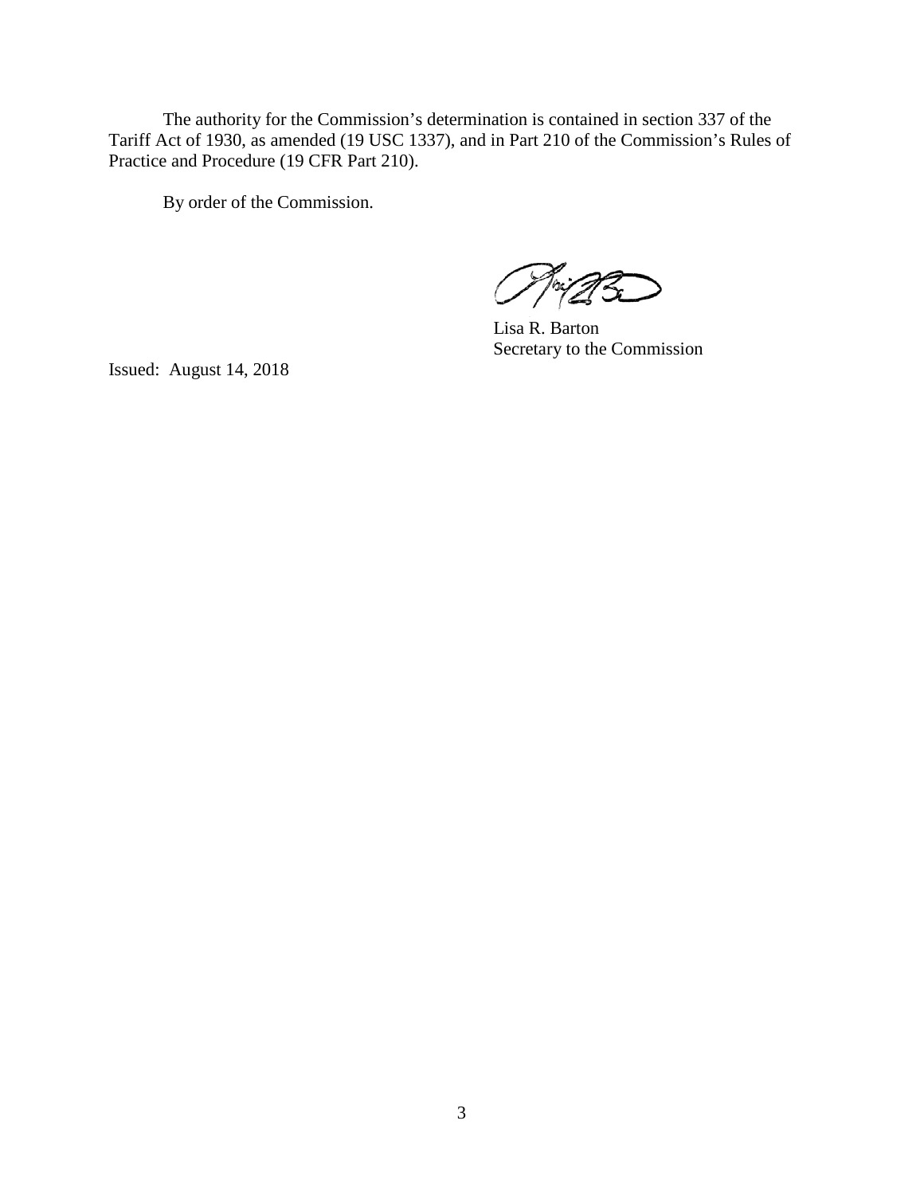The authority for the Commission's determination is contained in section 337 of the Tariff Act of 1930, as amended (19 USC 1337), and in Part 210 of the Commission's Rules of Practice and Procedure (19 CFR Part 210).

By order of the Commission.

Lisa R. Barton
Secretary to the Commission

Issued: August 14, 2018